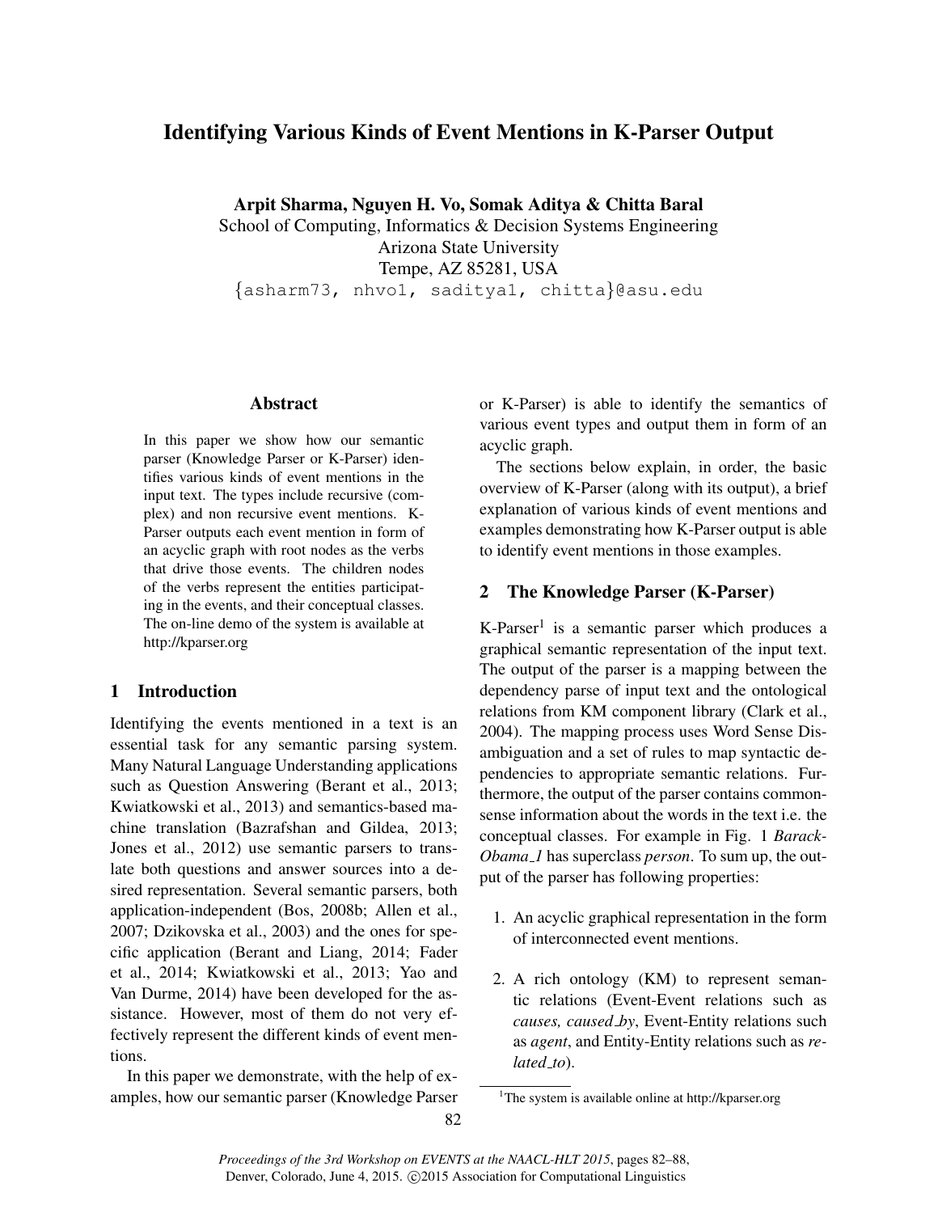# Identifying Various Kinds of Event Mentions in K-Parser Output

**Arpit Sharma, Nguyen H. Vo, Somak Aditya & Chitta Baral**
School of Computing, Informatics & Decision Systems Engineering
Arizona State University
Tempe, AZ 85281, USA
{asharm73, nhvo1, saditya1, chitta}@asu.edu

## Abstract

In this paper we show how our semantic parser (Knowledge Parser or K-Parser) identifies various kinds of event mentions in the input text. The types include recursive (complex) and non recursive event mentions. K-Parser outputs each event mention in form of an acyclic graph with root nodes as the verbs that drive those events. The children nodes of the verbs represent the entities participating in the events, and their conceptual classes. The on-line demo of the system is available at http://kparser.org

## 1 Introduction

Identifying the events mentioned in a text is an essential task for any semantic parsing system. Many Natural Language Understanding applications such as Question Answering (Berant et al., 2013; Kwiatkowski et al., 2013) and semantics-based machine translation (Bazrafshan and Gildea, 2013; Jones et al., 2012) use semantic parsers to translate both questions and answer sources into a desired representation. Several semantic parsers, both application-independent (Bos, 2008b; Allen et al., 2007; Dzikovska et al., 2003) and the ones for specific application (Berant and Liang, 2014; Fader et al., 2014; Kwiatkowski et al., 2013; Yao and Van Durme, 2014) have been developed for the assistance. However, most of them do not very effectively represent the different kinds of event mentions.

In this paper we demonstrate, with the help of examples, how our semantic parser (Knowledge Parser or K-Parser) is able to identify the semantics of various event types and output them in form of an acyclic graph.

The sections below explain, in order, the basic overview of K-Parser (along with its output), a brief explanation of various kinds of event mentions and examples demonstrating how K-Parser output is able to identify event mentions in those examples.

## 2 The Knowledge Parser (K-Parser)

K-Parser[1] is a semantic parser which produces a graphical semantic representation of the input text. The output of the parser is a mapping between the dependency parse of input text and the ontological relations from KM component library (Clark et al., 2004). The mapping process uses Word Sense Disambiguation and a set of rules to map syntactic dependencies to appropriate semantic relations. Furthermore, the output of the parser contains commonsense information about the words in the text i.e. the conceptual classes. For example in Fig. 1 *Barack-Obama_1* has superclass *person*. To sum up, the output of the parser has following properties:

1. An acyclic graphical representation in the form of interconnected event mentions.
2. A rich ontology (KM) to represent semantic relations (Event-Event relations such as *causes, caused_by*, Event-Entity relations such as *agent*, and Entity-Entity relations such as *related_to*).

[1] The system is available online at http://kparser.org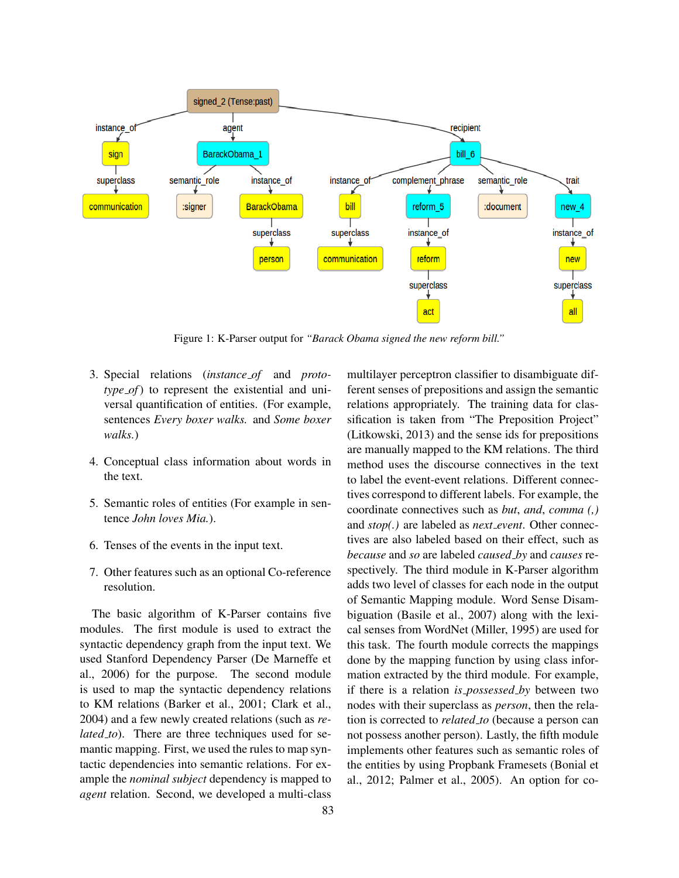Figure 1: K-Parser output for *"Barack Obama signed the new reform bill."*

3. Special relations (*instance_of* and *prototype_of*) to represent the existential and universal quantification of entities. (For example, sentences *Every boxer walks.* and *Some boxer walks.*)

4. Conceptual class information about words in the text.

5. Semantic roles of entities (For example in sentence *John loves Mia.*).

6. Tenses of the events in the input text.

7. Other features such as an optional Co-reference resolution.

The basic algorithm of K-Parser contains five modules. The first module is used to extract the syntactic dependency graph from the input text. We used Stanford Dependency Parser (De Marneffe et al., 2006) for the purpose. The second module is used to map the syntactic dependency relations to KM relations (Barker et al., 2001; Clark et al., 2004) and a few newly created relations (such as *related_to*). There are three techniques used for semantic mapping. First, we used the rules to map syntactic dependencies into semantic relations. For example the *nominal subject* dependency is mapped to *agent* relation. Second, we developed a multi-class multilayer perceptron classifier to disambiguate different senses of prepositions and assign the semantic relations appropriately. The training data for classification is taken from "The Preposition Project" (Litkowski, 2013) and the sense ids for prepositions are manually mapped to the KM relations. The third method uses the discourse connectives in the text to label the event-event relations. Different connectives correspond to different labels. For example, the coordinate connectives such as *but*, *and*, *comma (,)* and *stop(.)* are labeled as *next_event*. Other connectives are also labeled based on their effect, such as *because* and *so* are labeled *caused_by* and *causes* respectively. The third module in K-Parser algorithm adds two level of classes for each node in the output of Semantic Mapping module. Word Sense Disambiguation (Basile et al., 2007) along with the lexical senses from WordNet (Miller, 1995) are used for this task. The fourth module corrects the mappings done by the mapping function by using class information extracted by the third module. For example, if there is a relation *is_possessed_by* between two nodes with their superclass as *person*, then the relation is corrected to *related_to* (because a person can not possess another person). Lastly, the fifth module implements other features such as semantic roles of the entities by using Propbank Framesets (Bonial et al., 2012; Palmer et al., 2005). An option for co-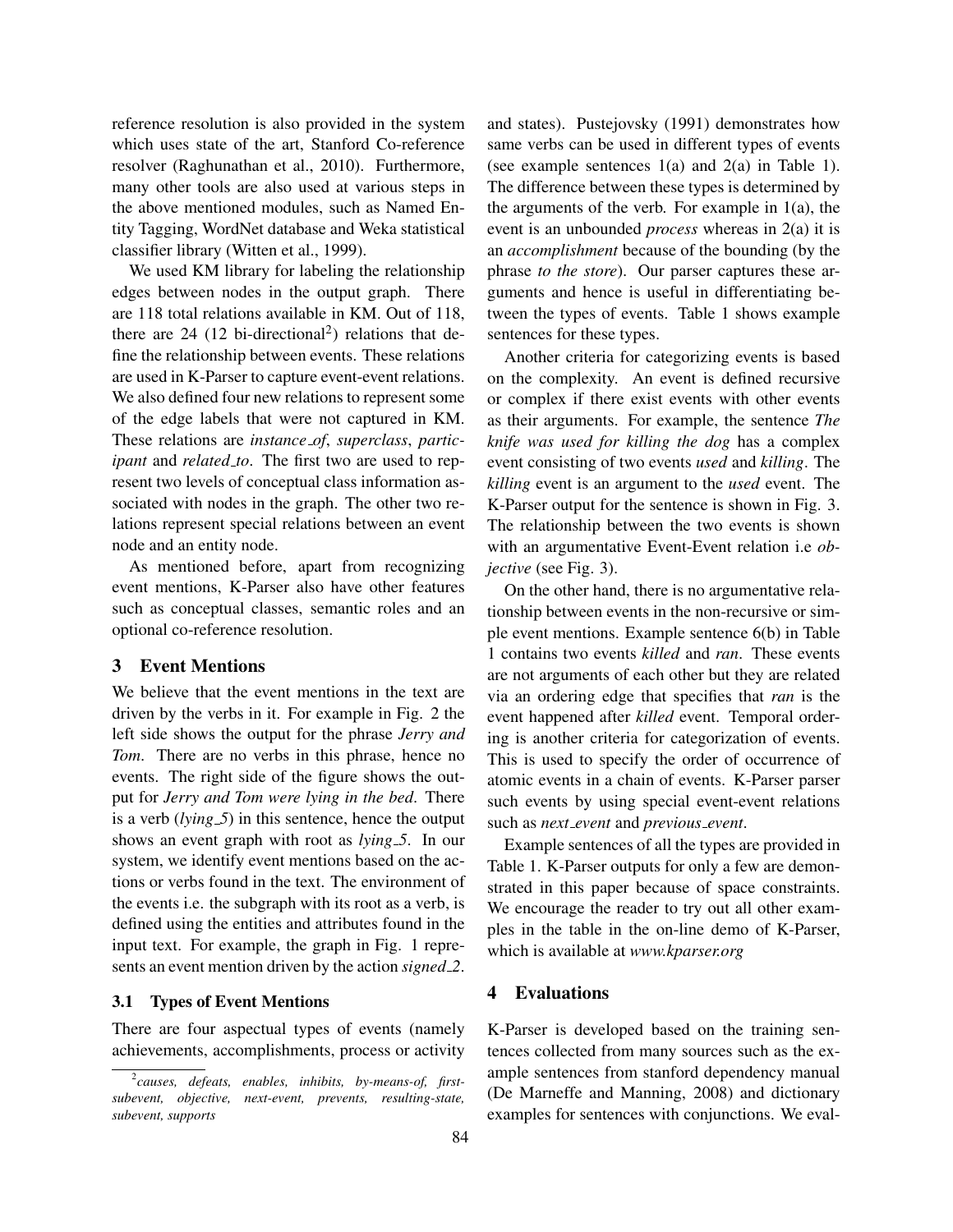reference resolution is also provided in the system which uses state of the art, Stanford Co-reference resolver (Raghunathan et al., 2010). Furthermore, many other tools are also used at various steps in the above mentioned modules, such as Named Entity Tagging, WordNet database and Weka statistical classifier library (Witten et al., 1999).

We used KM library for labeling the relationship edges between nodes in the output graph. There are 118 total relations available in KM. Out of 118, there are 24 (12 bi-directional[2]) relations that define the relationship between events. These relations are used in K-Parser to capture event-event relations. We also defined four new relations to represent some of the edge labels that were not captured in KM. These relations are *instance_of*, *superclass*, *participant* and *related_to*. The first two are used to represent two levels of conceptual class information associated with nodes in the graph. The other two relations represent special relations between an event node and an entity node.

As mentioned before, apart from recognizing event mentions, K-Parser also have other features such as conceptual classes, semantic roles and an optional co-reference resolution.

## 3 Event Mentions

We believe that the event mentions in the text are driven by the verbs in it. For example in Fig. 2 the left side shows the output for the phrase *Jerry and Tom*. There are no verbs in this phrase, hence no events. The right side of the figure shows the output for *Jerry and Tom were lying in the bed*. There is a verb (*lying_5*) in this sentence, hence the output shows an event graph with root as *lying_5*. In our system, we identify event mentions based on the actions or verbs found in the text. The environment of the events i.e. the subgraph with its root as a verb, is defined using the entities and attributes found in the input text. For example, the graph in Fig. 1 represents an event mention driven by the action *signed_2*.

### 3.1 Types of Event Mentions

There are four aspectual types of events (namely achievements, accomplishments, process or activity and states). Pustejovsky (1991) demonstrates how same verbs can be used in different types of events (see example sentences 1(a) and 2(a) in Table 1). The difference between these types is determined by the arguments of the verb. For example in 1(a), the event is an unbounded *process* whereas in 2(a) it is an *accomplishment* because of the bounding (by the phrase *to the store*). Our parser captures these arguments and hence is useful in differentiating between the types of events. Table 1 shows example sentences for these types.

Another criteria for categorizing events is based on the complexity. An event is defined recursive or complex if there exist events with other events as their arguments. For example, the sentence *The knife was used for killing the dog* has a complex event consisting of two events *used* and *killing*. The *killing* event is an argument to the *used* event. The K-Parser output for the sentence is shown in Fig. 3. The relationship between the two events is shown with an argumentative Event-Event relation i.e *objective* (see Fig. 3).

On the other hand, there is no argumentative relationship between events in the non-recursive or simple event mentions. Example sentence 6(b) in Table 1 contains two events *killed* and *ran*. These events are not arguments of each other but they are related via an ordering edge that specifies that *ran* is the event happened after *killed* event. Temporal ordering is another criteria for categorization of events. This is used to specify the order of occurrence of atomic events in a chain of events. K-Parser parser such events by using special event-event relations such as *next_event* and *previous_event*.

Example sentences of all the types are provided in Table 1. K-Parser outputs for only a few are demonstrated in this paper because of space constraints. We encourage the reader to try out all other examples in the table in the on-line demo of K-Parser, which is available at *www.kparser.org*

## 4 Evaluations

K-Parser is developed based on the training sentences collected from many sources such as the example sentences from stanford dependency manual (De Marneffe and Manning, 2008) and dictionary examples for sentences with conjunctions. We eval-

---

[2] *causes, defeats, enables, inhibits, by-means-of, first-subevent, objective, next-event, prevents, resulting-state, subevent, supports*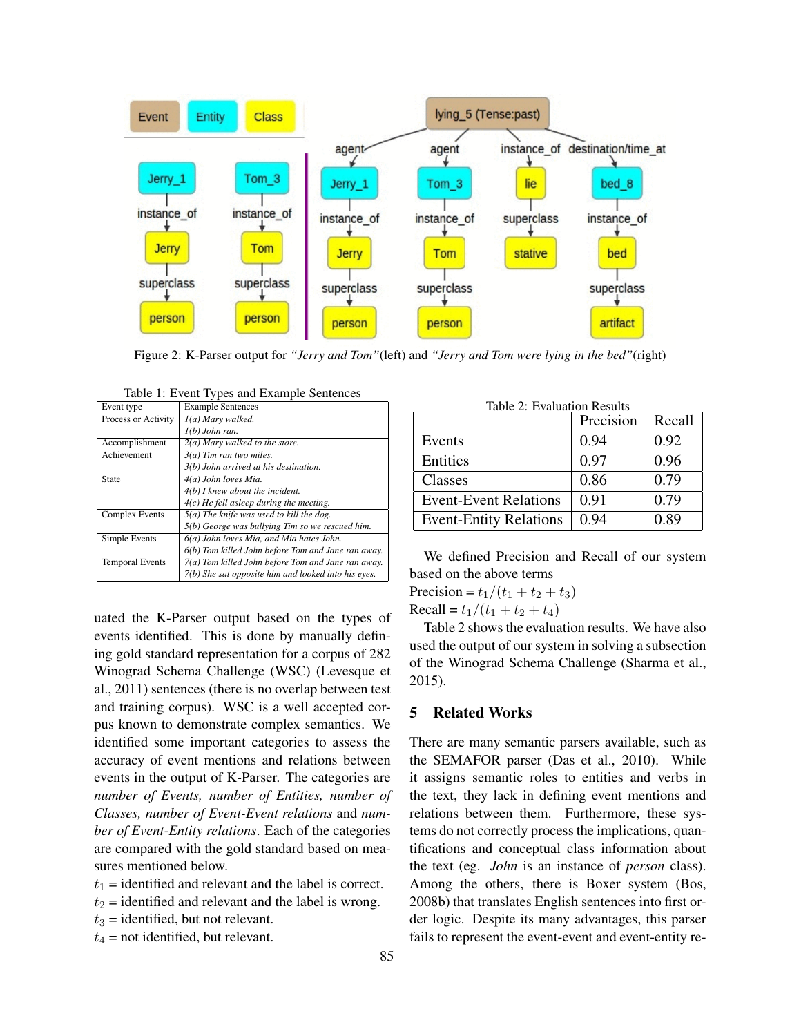Figure 2: K-Parser output for *"Jerry and Tom"*(left) and *"Jerry and Tom were lying in the bed"*(right)

Table 1: Event Types and Example Sentences

| Event type | Example Sentences |
|---|---|
| Process or Activity | *1(a) Mary walked.* <br> *1(b) John ran.* |
| Accomplishment | *2(a) Mary walked to the store.* |
| Achievement | *3(a) Tim ran two miles.* <br> *3(b) John arrived at his destination.* |
| State | *4(a) John loves Mia.* <br> *4(b) I knew about the incident.* <br> *4(c) He fell asleep during the meeting.* |
| Complex Events | *5(a) The knife was used to kill the dog.* <br> *5(b) George was bullying Tim so we rescued him.* |
| Simple Events | *6(a) John loves Mia, and Mia hates John.* <br> *6(b) Tom killed John before Tom and Jane ran away.* |
| Temporal Events | *7(a) Tom killed John before Tom and Jane ran away.* <br> *7(b) She sat opposite him and looked into his eyes.* |

uated the K-Parser output based on the types of events identified. This is done by manually defining gold standard representation for a corpus of 282 Winograd Schema Challenge (WSC) (Levesque et al., 2011) sentences (there is no overlap between test and training corpus). WSC is a well accepted corpus known to demonstrate complex semantics. We identified some important categories to assess the accuracy of event mentions and relations between events in the output of K-Parser. The categories are *number of Events, number of Entities, number of Classes, number of Event-Event relations* and *number of Event-Entity relations*. Each of the categories are compared with the gold standard based on measures mentioned below.

$t_1$ = identified and relevant and the label is correct.
$t_2$ = identified and relevant and the label is wrong.
$t_3$ = identified, but not relevant.
$t_4$ = not identified, but relevant.

Table 2: Evaluation Results

| | Precision | Recall |
|---|---|---|
| Events | 0.94 | 0.92 |
| Entities | 0.97 | 0.96 |
| Classes | 0.86 | 0.79 |
| Event-Event Relations | 0.91 | 0.79 |
| Event-Entity Relations | 0.94 | 0.89 |

We defined Precision and Recall of our system based on the above terms
Precision = $t_1/(t_1 + t_2 + t_3)$
Recall = $t_1/(t_1 + t_2 + t_4)$

Table 2 shows the evaluation results. We have also used the output of our system in solving a subsection of the Winograd Schema Challenge (Sharma et al., 2015).

## 5 Related Works

There are many semantic parsers available, such as the SEMAFOR parser (Das et al., 2010). While it assigns semantic roles to entities and verbs in the text, they lack in defining event mentions and relations between them. Furthermore, these systems do not correctly process the implications, quantifications and conceptual class information about the text (eg. *John* is an instance of *person* class). Among the others, there is Boxer system (Bos, 2008b) that translates English sentences into first order logic. Despite its many advantages, this parser fails to represent the event-event and event-entity re-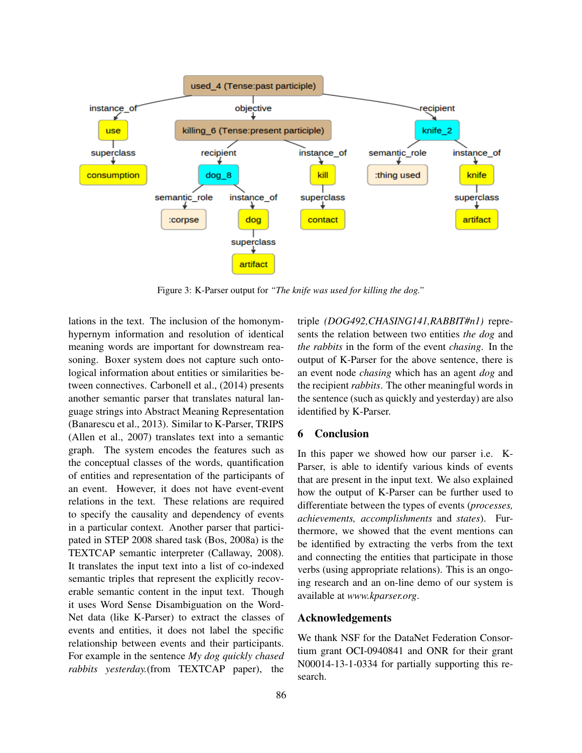Figure 3: K-Parser output for *"The knife was used for killing the dog."*

lations in the text. The inclusion of the homonym-hypernym information and resolution of identical meaning words are important for downstream reasoning. Boxer system does not capture such ontological information about entities or similarities between connectives. Carbonell et al., (2014) presents another semantic parser that translates natural language strings into Abstract Meaning Representation (Banarescu et al., 2013). Similar to K-Parser, TRIPS (Allen et al., 2007) translates text into a semantic graph. The system encodes the features such as the conceptual classes of the words, quantification of entities and representation of the participants of an event. However, it does not have event-event relations in the text. These relations are required to specify the causality and dependency of events in a particular context. Another parser that participated in STEP 2008 shared task (Bos, 2008a) is the TEXTCAP semantic interpreter (Callaway, 2008). It translates the input text into a list of co-indexed semantic triples that represent the explicitly recoverable semantic content in the input text. Though it uses Word Sense Disambiguation on the WordNet data (like K-Parser) to extract the classes of events and entities, it does not label the specific relationship between events and their participants. For example in the sentence *My dog quickly chased rabbits yesterday.*(from TEXTCAP paper), the triple *(DOG492,CHASING141,RABBIT#n1)* represents the relation between two entities *the dog* and *the rabbits* in the form of the event *chasing*. In the output of K-Parser for the above sentence, there is an event node *chasing* which has an agent *dog* and the recipient *rabbits*. The other meaningful words in the sentence (such as quickly and yesterday) are also identified by K-Parser.

## 6 Conclusion

In this paper we showed how our parser i.e. K-Parser, is able to identify various kinds of events that are present in the input text. We also explained how the output of K-Parser can be further used to differentiate between the types of events (*processes, achievements, accomplishments* and *states*). Furthermore, we showed that the event mentions can be identified by extracting the verbs from the text and connecting the entities that participate in those verbs (using appropriate relations). This is an ongoing research and an on-line demo of our system is available at *www.kparser.org*.

## Acknowledgements

We thank NSF for the DataNet Federation Consortium grant OCI-0940841 and ONR for their grant N00014-13-1-0334 for partially supporting this research.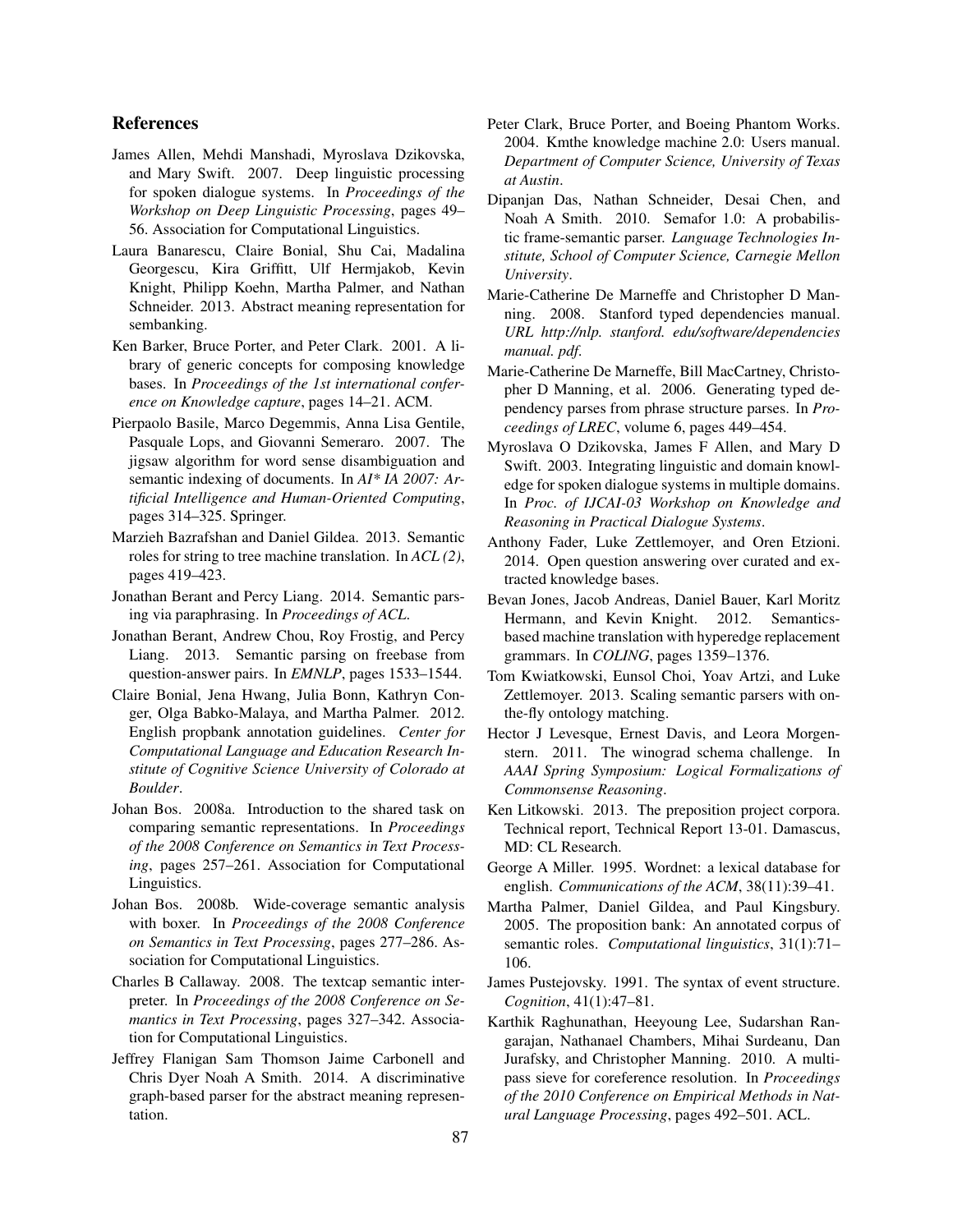## References

James Allen, Mehdi Manshadi, Myroslava Dzikovska, and Mary Swift. 2007. Deep linguistic processing for spoken dialogue systems. In *Proceedings of the Workshop on Deep Linguistic Processing*, pages 49–56. Association for Computational Linguistics.

Laura Banarescu, Claire Bonial, Shu Cai, Madalina Georgescu, Kira Griffitt, Ulf Hermjakob, Kevin Knight, Philipp Koehn, Martha Palmer, and Nathan Schneider. 2013. Abstract meaning representation for sembanking.

Ken Barker, Bruce Porter, and Peter Clark. 2001. A library of generic concepts for composing knowledge bases. In *Proceedings of the 1st international conference on Knowledge capture*, pages 14–21. ACM.

Pierpaolo Basile, Marco Degemmis, Anna Lisa Gentile, Pasquale Lops, and Giovanni Semeraro. 2007. The jigsaw algorithm for word sense disambiguation and semantic indexing of documents. In *AI* IA 2007: Artificial Intelligence and Human-Oriented Computing*, pages 314–325. Springer.

Marzieh Bazrafshan and Daniel Gildea. 2013. Semantic roles for string to tree machine translation. In *ACL (2)*, pages 419–423.

Jonathan Berant and Percy Liang. 2014. Semantic parsing via paraphrasing. In *Proceedings of ACL*.

Jonathan Berant, Andrew Chou, Roy Frostig, and Percy Liang. 2013. Semantic parsing on freebase from question-answer pairs. In *EMNLP*, pages 1533–1544.

Claire Bonial, Jena Hwang, Julia Bonn, Kathryn Conger, Olga Babko-Malaya, and Martha Palmer. 2012. English propbank annotation guidelines. *Center for Computational Language and Education Research Institute of Cognitive Science University of Colorado at Boulder*.

Johan Bos. 2008a. Introduction to the shared task on comparing semantic representations. In *Proceedings of the 2008 Conference on Semantics in Text Processing*, pages 257–261. Association for Computational Linguistics.

Johan Bos. 2008b. Wide-coverage semantic analysis with boxer. In *Proceedings of the 2008 Conference on Semantics in Text Processing*, pages 277–286. Association for Computational Linguistics.

Charles B Callaway. 2008. The textcap semantic interpreter. In *Proceedings of the 2008 Conference on Semantics in Text Processing*, pages 327–342. Association for Computational Linguistics.

Jeffrey Flanigan Sam Thomson Jaime Carbonell and Chris Dyer Noah A Smith. 2014. A discriminative graph-based parser for the abstract meaning representation.

Peter Clark, Bruce Porter, and Boeing Phantom Works. 2004. Kmthe knowledge machine 2.0: Users manual. *Department of Computer Science, University of Texas at Austin*.

Dipanjan Das, Nathan Schneider, Desai Chen, and Noah A Smith. 2010. Semafor 1.0: A probabilistic frame-semantic parser. *Language Technologies Institute, School of Computer Science, Carnegie Mellon University*.

Marie-Catherine De Marneffe and Christopher D Manning. 2008. Stanford typed dependencies manual. *URL http://nlp. stanford. edu/software/dependencies manual. pdf*.

Marie-Catherine De Marneffe, Bill MacCartney, Christopher D Manning, et al. 2006. Generating typed dependency parses from phrase structure parses. In *Proceedings of LREC*, volume 6, pages 449–454.

Myroslava O Dzikovska, James F Allen, and Mary D Swift. 2003. Integrating linguistic and domain knowledge for spoken dialogue systems in multiple domains. In *Proc. of IJCAI-03 Workshop on Knowledge and Reasoning in Practical Dialogue Systems*.

Anthony Fader, Luke Zettlemoyer, and Oren Etzioni. 2014. Open question answering over curated and extracted knowledge bases.

Bevan Jones, Jacob Andreas, Daniel Bauer, Karl Moritz Hermann, and Kevin Knight. 2012. Semantics-based machine translation with hyperedge replacement grammars. In *COLING*, pages 1359–1376.

Tom Kwiatkowski, Eunsol Choi, Yoav Artzi, and Luke Zettlemoyer. 2013. Scaling semantic parsers with on-the-fly ontology matching.

Hector J Levesque, Ernest Davis, and Leora Morgenstern. 2011. The winograd schema challenge. In *AAAI Spring Symposium: Logical Formalizations of Commonsense Reasoning*.

Ken Litkowski. 2013. The preposition project corpora. Technical report, Technical Report 13-01. Damascus, MD: CL Research.

George A Miller. 1995. Wordnet: a lexical database for english. *Communications of the ACM*, 38(11):39–41.

Martha Palmer, Daniel Gildea, and Paul Kingsbury. 2005. The proposition bank: An annotated corpus of semantic roles. *Computational linguistics*, 31(1):71–106.

James Pustejovsky. 1991. The syntax of event structure. *Cognition*, 41(1):47–81.

Karthik Raghunathan, Heeyoung Lee, Sudarshan Rangarajan, Nathanael Chambers, Mihai Surdeanu, Dan Jurafsky, and Christopher Manning. 2010. A multi-pass sieve for coreference resolution. In *Proceedings of the 2010 Conference on Empirical Methods in Natural Language Processing*, pages 492–501. ACL.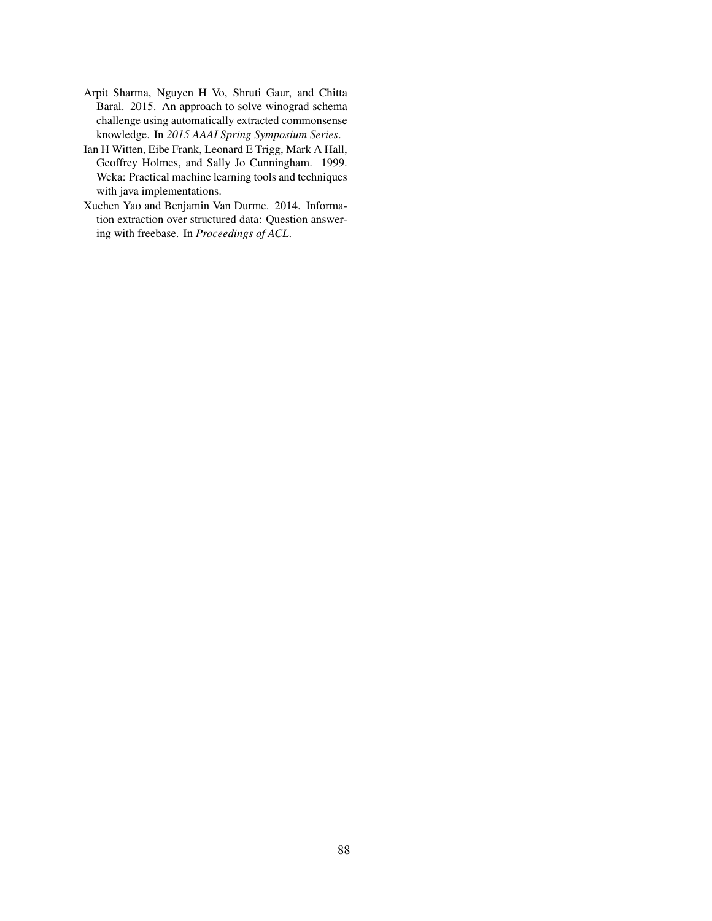Arpit Sharma, Nguyen H Vo, Shruti Gaur, and Chitta Baral. 2015. An approach to solve winograd schema challenge using automatically extracted commonsense knowledge. In *2015 AAAI Spring Symposium Series*.

Ian H Witten, Eibe Frank, Leonard E Trigg, Mark A Hall, Geoffrey Holmes, and Sally Jo Cunningham. 1999. Weka: Practical machine learning tools and techniques with java implementations.

Xuchen Yao and Benjamin Van Durme. 2014. Information extraction over structured data: Question answering with freebase. In *Proceedings of ACL*.